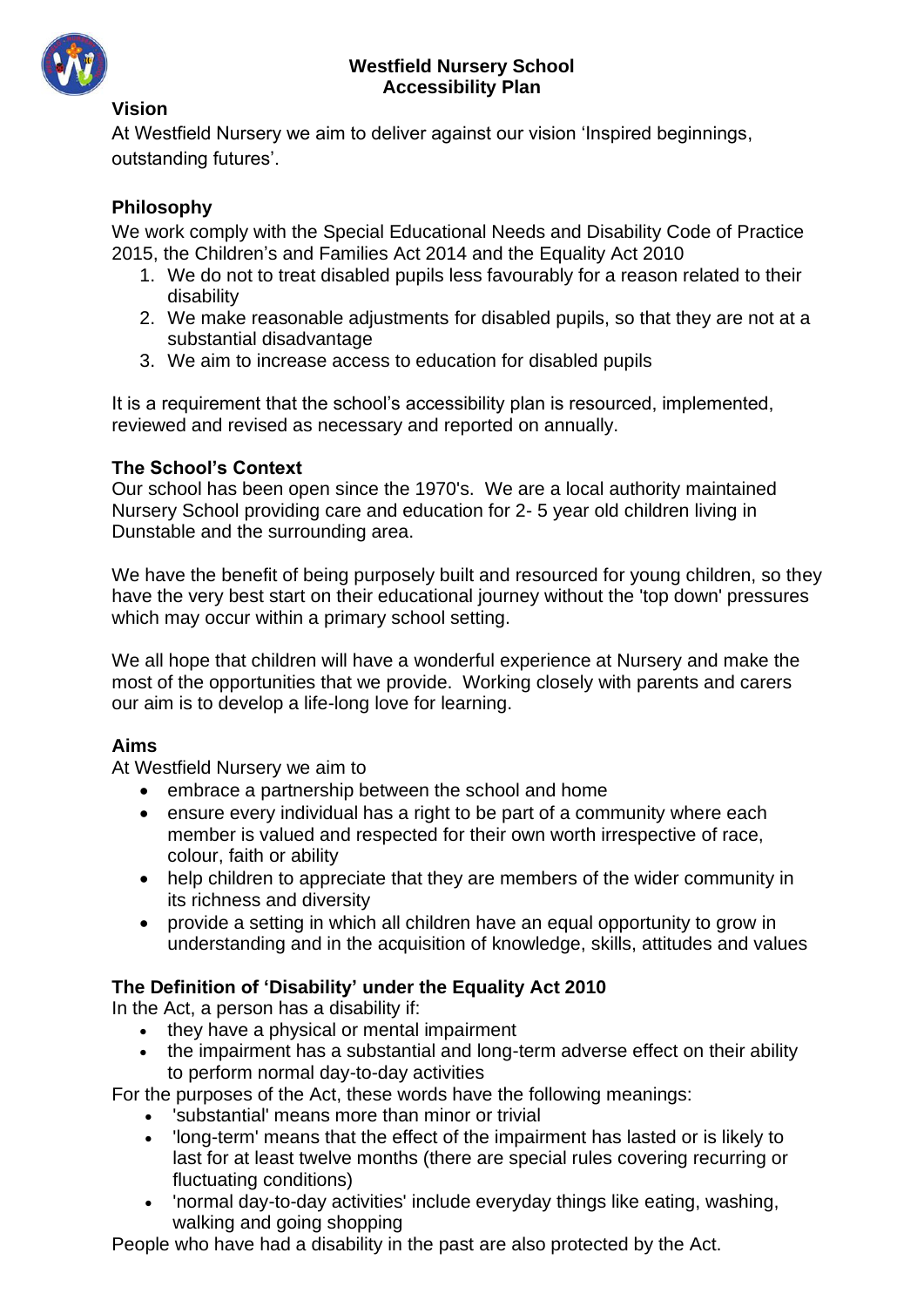# Westfield Nursery School
# Accessibility Plan

## Vision

At Westfield Nursery we aim to deliver against our vision 'Inspired beginnings, outstanding futures'.

## Philosophy

We work comply with the Special Educational Needs and Disability Code of Practice 2015, the Children's and Families Act 2014 and the Equality Act 2010

1. We do not to treat disabled pupils less favourably for a reason related to their disability
2. We make reasonable adjustments for disabled pupils, so that they are not at a substantial disadvantage
3. We aim to increase access to education for disabled pupils

It is a requirement that the school's accessibility plan is resourced, implemented, reviewed and revised as necessary and reported on annually.

## The School's Context

Our school has been open since the 1970's. We are a local authority maintained Nursery School providing care and education for 2- 5 year old children living in Dunstable and the surrounding area.

We have the benefit of being purposely built and resourced for young children, so they have the very best start on their educational journey without the 'top down' pressures which may occur within a primary school setting.

We all hope that children will have a wonderful experience at Nursery and make the most of the opportunities that we provide. Working closely with parents and carers our aim is to develop a life-long love for learning.

## Aims

At Westfield Nursery we aim to

- embrace a partnership between the school and home
- ensure every individual has a right to be part of a community where each member is valued and respected for their own worth irrespective of race, colour, faith or ability
- help children to appreciate that they are members of the wider community in its richness and diversity
- provide a setting in which all children have an equal opportunity to grow in understanding and in the acquisition of knowledge, skills, attitudes and values

## The Definition of 'Disability' under the Equality Act 2010

In the Act, a person has a disability if:

- they have a physical or mental impairment
- the impairment has a substantial and long-term adverse effect on their ability to perform normal day-to-day activities

For the purposes of the Act, these words have the following meanings:

- 'substantial' means more than minor or trivial
- 'long-term' means that the effect of the impairment has lasted or is likely to last for at least twelve months (there are special rules covering recurring or fluctuating conditions)
- 'normal day-to-day activities' include everyday things like eating, washing, walking and going shopping

People who have had a disability in the past are also protected by the Act.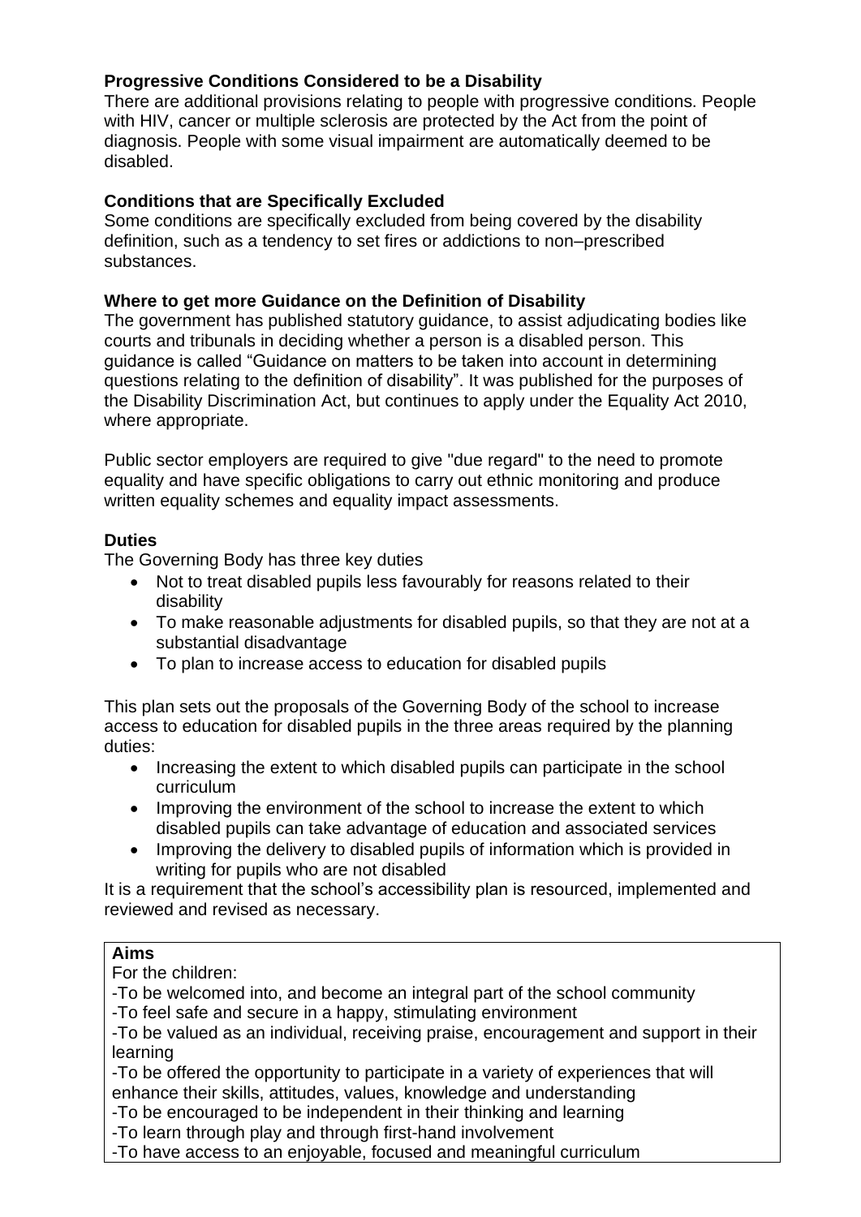**Progressive Conditions Considered to be a Disability**
There are additional provisions relating to people with progressive conditions. People with HIV, cancer or multiple sclerosis are protected by the Act from the point of diagnosis. People with some visual impairment are automatically deemed to be disabled.

**Conditions that are Specifically Excluded**
Some conditions are specifically excluded from being covered by the disability definition, such as a tendency to set fires or addictions to non–prescribed substances.

**Where to get more Guidance on the Definition of Disability**
The government has published statutory guidance, to assist adjudicating bodies like courts and tribunals in deciding whether a person is a disabled person. This guidance is called "Guidance on matters to be taken into account in determining questions relating to the definition of disability". It was published for the purposes of the Disability Discrimination Act, but continues to apply under the Equality Act 2010, where appropriate.

Public sector employers are required to give "due regard" to the need to promote equality and have specific obligations to carry out ethnic monitoring and produce written equality schemes and equality impact assessments.

**Duties**
The Governing Body has three key duties

- Not to treat disabled pupils less favourably for reasons related to their disability
- To make reasonable adjustments for disabled pupils, so that they are not at a substantial disadvantage
- To plan to increase access to education for disabled pupils

This plan sets out the proposals of the Governing Body of the school to increase access to education for disabled pupils in the three areas required by the planning duties:

- Increasing the extent to which disabled pupils can participate in the school curriculum
- Improving the environment of the school to increase the extent to which disabled pupils can take advantage of education and associated services
- Improving the delivery to disabled pupils of information which is provided in writing for pupils who are not disabled

It is a requirement that the school's accessibility plan is resourced, implemented and reviewed and revised as necessary.

**Aims**
For the children:
-To be welcomed into, and become an integral part of the school community
-To feel safe and secure in a happy, stimulating environment
-To be valued as an individual, receiving praise, encouragement and support in their learning
-To be offered the opportunity to participate in a variety of experiences that will enhance their skills, attitudes, values, knowledge and understanding
-To be encouraged to be independent in their thinking and learning
-To learn through play and through first-hand involvement
-To have access to an enjoyable, focused and meaningful curriculum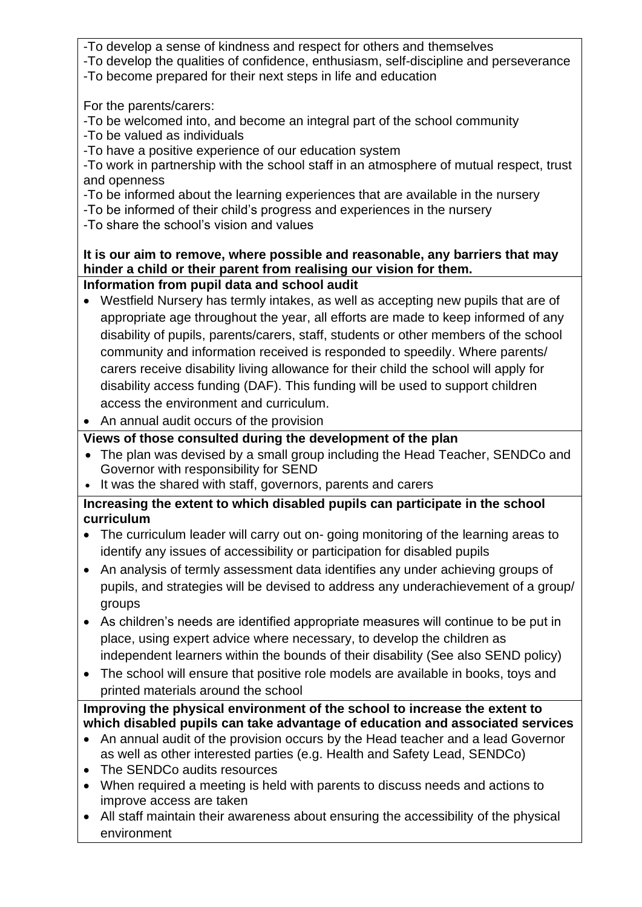-To develop a sense of kindness and respect for others and themselves
-To develop the qualities of confidence, enthusiasm, self-discipline and perseverance
-To become prepared for their next steps in life and education

For the parents/carers:
-To be welcomed into, and become an integral part of the school community
-To be valued as individuals
-To have a positive experience of our education system
-To work in partnership with the school staff in an atmosphere of mutual respect, trust and openness
-To be informed about the learning experiences that are available in the nursery
-To be informed of their child's progress and experiences in the nursery
-To share the school's vision and values

**It is our aim to remove, where possible and reasonable, any barriers that may hinder a child or their parent from realising our vision for them.**

**Information from pupil data and school audit**

- Westfield Nursery has termly intakes, as well as accepting new pupils that are of appropriate age throughout the year, all efforts are made to keep informed of any disability of pupils, parents/carers, staff, students or other members of the school community and information received is responded to speedily. Where parents/ carers receive disability living allowance for their child the school will apply for disability access funding (DAF). This funding will be used to support children access the environment and curriculum.
- An annual audit occurs of the provision

**Views of those consulted during the development of the plan**

- The plan was devised by a small group including the Head Teacher, SENDCo and Governor with responsibility for SEND
- It was the shared with staff, governors, parents and carers

**Increasing the extent to which disabled pupils can participate in the school curriculum**

- The curriculum leader will carry out on- going monitoring of the learning areas to identify any issues of accessibility or participation for disabled pupils
- An analysis of termly assessment data identifies any under achieving groups of pupils, and strategies will be devised to address any underachievement of a group/ groups
- As children's needs are identified appropriate measures will continue to be put in place, using expert advice where necessary, to develop the children as independent learners within the bounds of their disability (See also SEND policy)
- The school will ensure that positive role models are available in books, toys and printed materials around the school

**Improving the physical environment of the school to increase the extent to which disabled pupils can take advantage of education and associated services**

- An annual audit of the provision occurs by the Head teacher and a lead Governor as well as other interested parties (e.g. Health and Safety Lead, SENDCo)
- The SENDCo audits resources
- When required a meeting is held with parents to discuss needs and actions to improve access are taken
- All staff maintain their awareness about ensuring the accessibility of the physical environment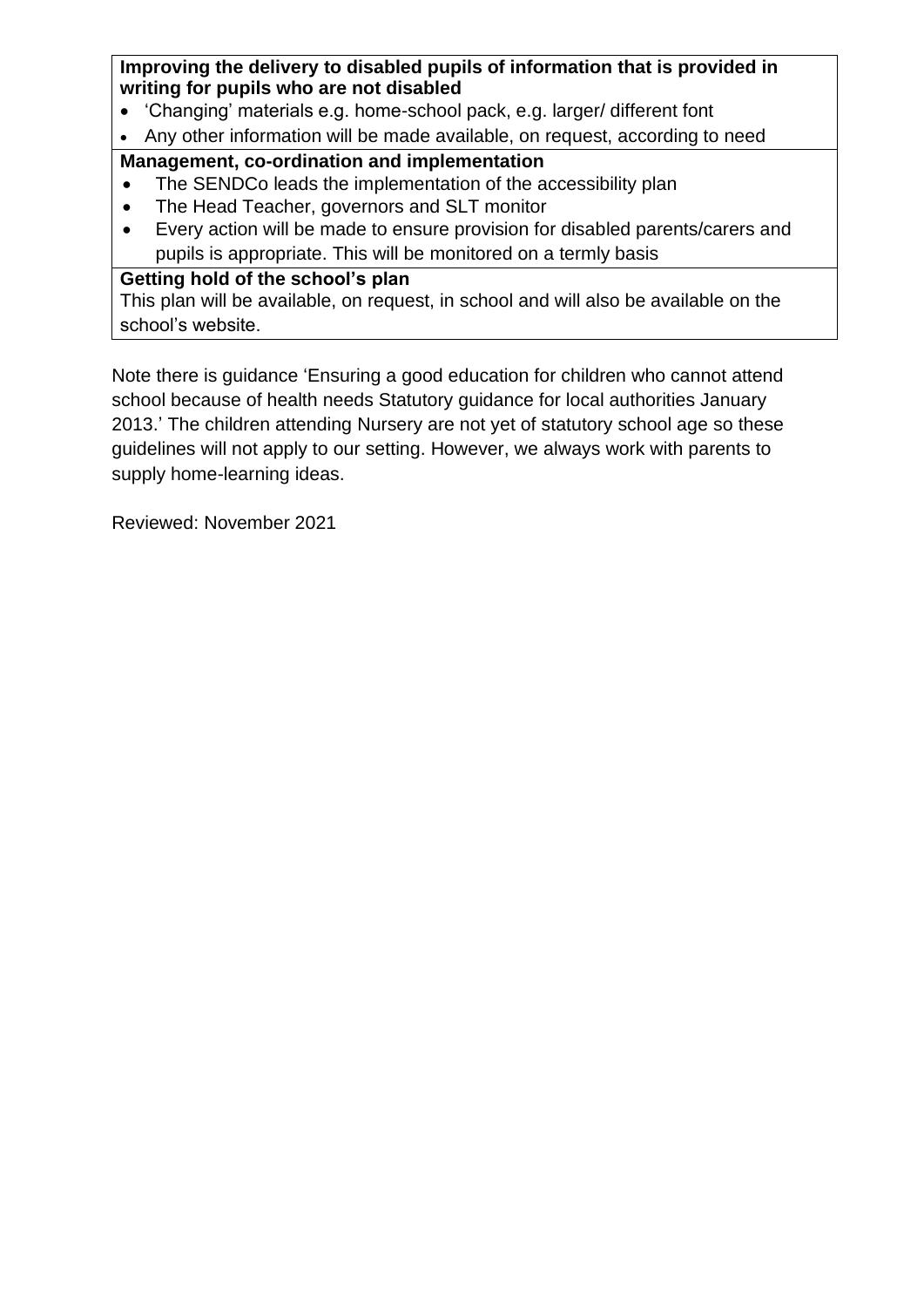**Improving the delivery to disabled pupils of information that is provided in writing for pupils who are not disabled**

- 'Changing' materials e.g. home-school pack, e.g. larger/ different font
- Any other information will be made available, on request, according to need

**Management, co-ordination and implementation**

- The SENDCo leads the implementation of the accessibility plan
- The Head Teacher, governors and SLT monitor
- Every action will be made to ensure provision for disabled parents/carers and pupils is appropriate. This will be monitored on a termly basis

**Getting hold of the school's plan**

This plan will be available, on request, in school and will also be available on the school's website.

Note there is guidance 'Ensuring a good education for children who cannot attend school because of health needs Statutory guidance for local authorities January 2013.' The children attending Nursery are not yet of statutory school age so these guidelines will not apply to our setting. However, we always work with parents to supply home-learning ideas.

Reviewed: November 2021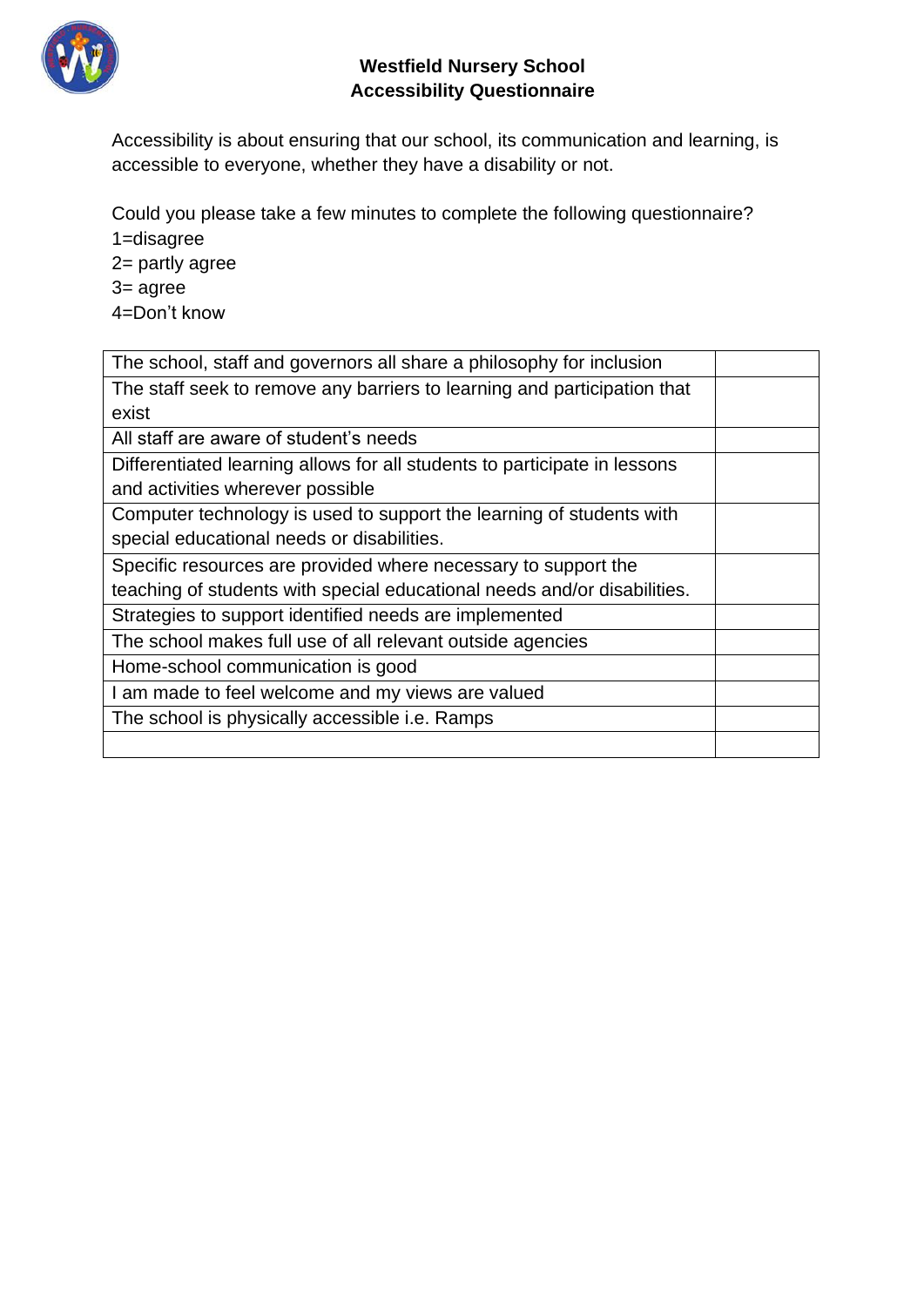# Westfield Nursery School
## Accessibility Questionnaire

Accessibility is about ensuring that our school, its communication and learning, is accessible to everyone, whether they have a disability or not.

Could you please take a few minutes to complete the following questionnaire?
1=disagree
2= partly agree
3= agree
4=Don't know

| | |
|---|---|
| The school, staff and governors all share a philosophy for inclusion | |
| The staff seek to remove any barriers to learning and participation that exist | |
| All staff are aware of student's needs | |
| Differentiated learning allows for all students to participate in lessons and activities wherever possible | |
| Computer technology is used to support the learning of students with special educational needs or disabilities. | |
| Specific resources are provided where necessary to support the teaching of students with special educational needs and/or disabilities. | |
| Strategies to support identified needs are implemented | |
| The school makes full use of all relevant outside agencies | |
| Home-school communication is good | |
| I am made to feel welcome and my views are valued | |
| The school is physically accessible i.e. Ramps | |
| | |